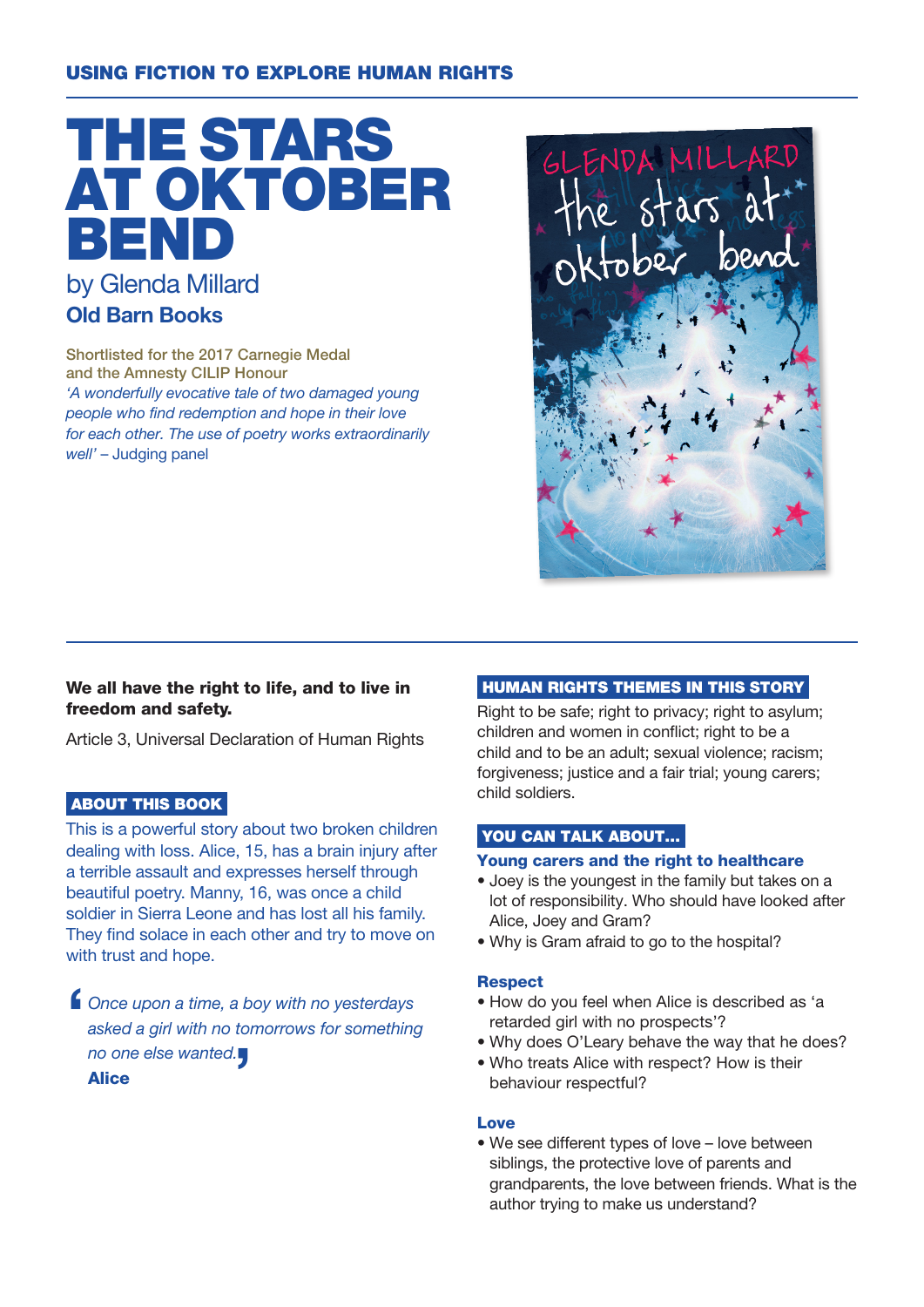USING FICTION TO EXPLORE HUMAN RIGHTS

# THE STARS AT OKTOBER BEND

by Glenda Millard

**Old Barn Books**

Shortlisted for the 2017 Carnegie Medal and the Amnesty CILIP Honour

*'A wonderfully evocative tale of two damaged young people who find redemption and hope in their love for each other. The use of poetry works extraordinarily well'* – Judging panel

**We all have the right to life, and to live in freedom and safety.**

Article 3, Universal Declaration of Human Rights

## ABOUT THIS BOOK

This is a powerful story about two broken children dealing with loss. Alice, 15, has a brain injury after a terrible assault and expresses herself through beautiful poetry. Manny, 16, was once a child soldier in Sierra Leone and has lost all his family. They find solace in each other and try to move on with trust and hope.

> *Once upon a time, a boy with no yesterdays asked a girl with no tomorrows for something no one else wanted.*
>
> **Alice**

## HUMAN RIGHTS THEMES IN THIS STORY

Right to be safe; right to privacy; right to asylum; children and women in conflict; right to be a child and to be an adult; sexual violence; racism; forgiveness; justice and a fair trial; young carers; child soldiers.

## YOU CAN TALK ABOUT...

### Young carers and the right to healthcare

- Joey is the youngest in the family but takes on a lot of responsibility. Who should have looked after Alice, Joey and Gram?
- Why is Gram afraid to go to the hospital?

### Respect

- How do you feel when Alice is described as 'a retarded girl with no prospects'?
- Why does O'Leary behave the way that he does?
- Who treats Alice with respect? How is their behaviour respectful?

### Love

- We see different types of love – love between siblings, the protective love of parents and grandparents, the love between friends. What is the author trying to make us understand?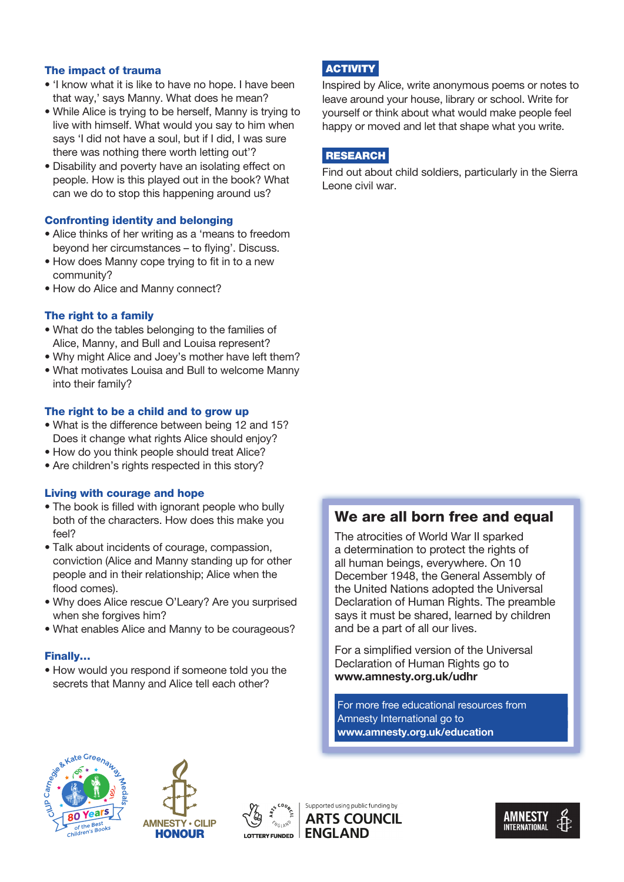### The impact of trauma

- 'I know what it is like to have no hope. I have been that way,' says Manny. What does he mean?
- While Alice is trying to be herself, Manny is trying to live with himself. What would you say to him when says 'I did not have a soul, but if I did, I was sure there was nothing there worth letting out'?
- Disability and poverty have an isolating effect on people. How is this played out in the book? What can we do to stop this happening around us?

### Confronting identity and belonging

- Alice thinks of her writing as a 'means to freedom beyond her circumstances – to flying'. Discuss.
- How does Manny cope trying to fit in to a new community?
- How do Alice and Manny connect?

### The right to a family

- What do the tables belonging to the families of Alice, Manny, and Bull and Louisa represent?
- Why might Alice and Joey's mother have left them?
- What motivates Louisa and Bull to welcome Manny into their family?

### The right to be a child and to grow up

- What is the difference between being 12 and 15? Does it change what rights Alice should enjoy?
- How do you think people should treat Alice?
- Are children's rights respected in this story?

### Living with courage and hope

- The book is filled with ignorant people who bully both of the characters. How does this make you feel?
- Talk about incidents of courage, compassion, conviction (Alice and Manny standing up for other people and in their relationship; Alice when the flood comes).
- Why does Alice rescue O'Leary? Are you surprised when she forgives him?
- What enables Alice and Manny to be courageous?

### Finally...

- How would you respond if someone told you the secrets that Manny and Alice tell each other?

### ACTIVITY

Inspired by Alice, write anonymous poems or notes to leave around your house, library or school. Write for yourself or think about what would make people feel happy or moved and let that shape what you write.

### RESEARCH

Find out about child soldiers, particularly in the Sierra Leone civil war.

## We are all born free and equal

The atrocities of World War II sparked a determination to protect the rights of all human beings, everywhere. On 10 December 1948, the General Assembly of the United Nations adopted the Universal Declaration of Human Rights. The preamble says it must be shared, learned by children and be a part of all our lives.

For a simplified version of the Universal Declaration of Human Rights go to **www.amnesty.org.uk/udhr**

For more free educational resources from Amnesty International go to **www.amnesty.org.uk/education**

CILIP Carnegie & Kate Greenaway Medals – 80 Years of the Best Children's Books

AMNESTY • CILIP HONOUR

LOTTERY FUNDED

Supported using public funding by ARTS COUNCIL ENGLAND

AMNESTY INTERNATIONAL